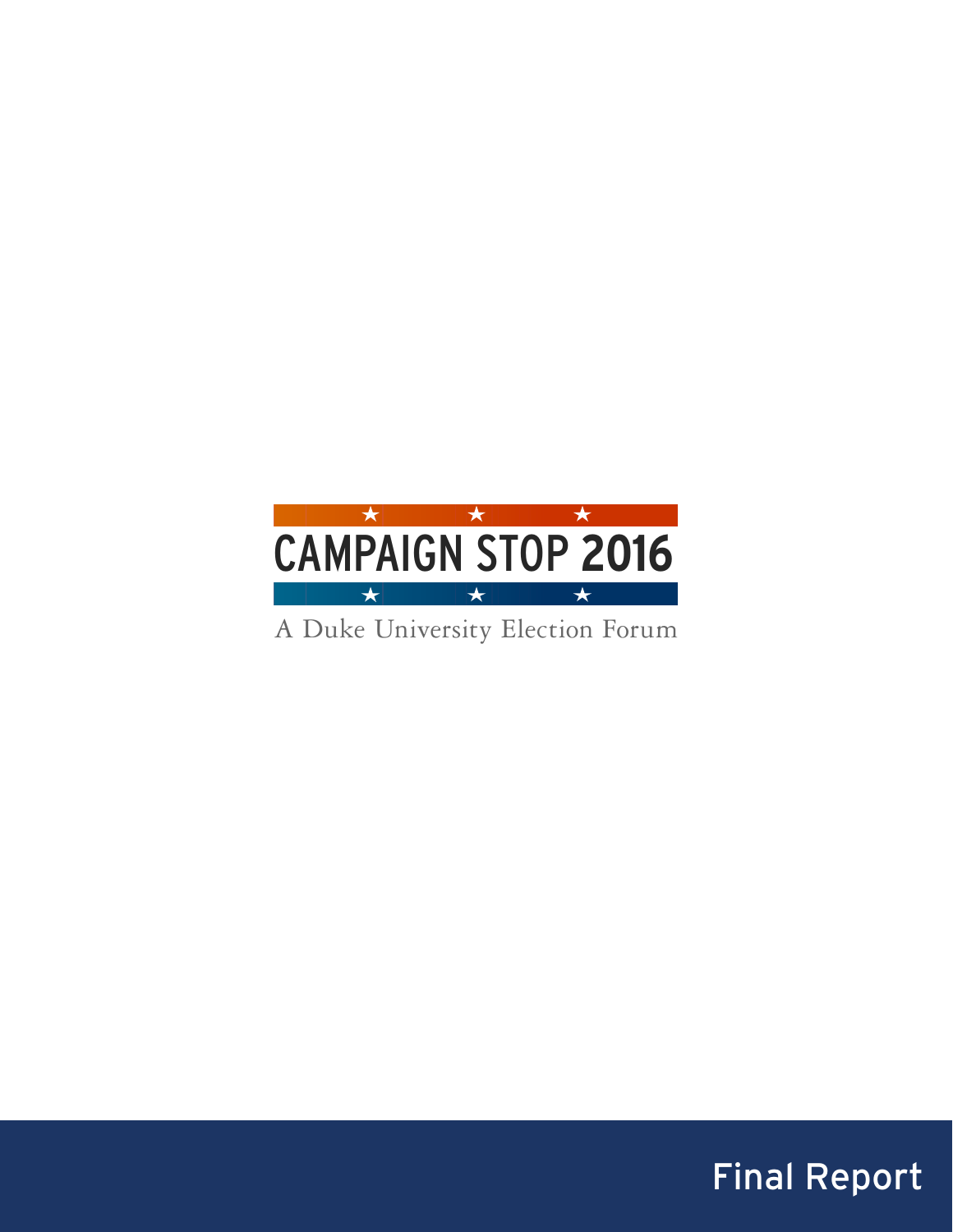# CAMPAIGN STOP 2016

A Duke University Election Forum

Final Report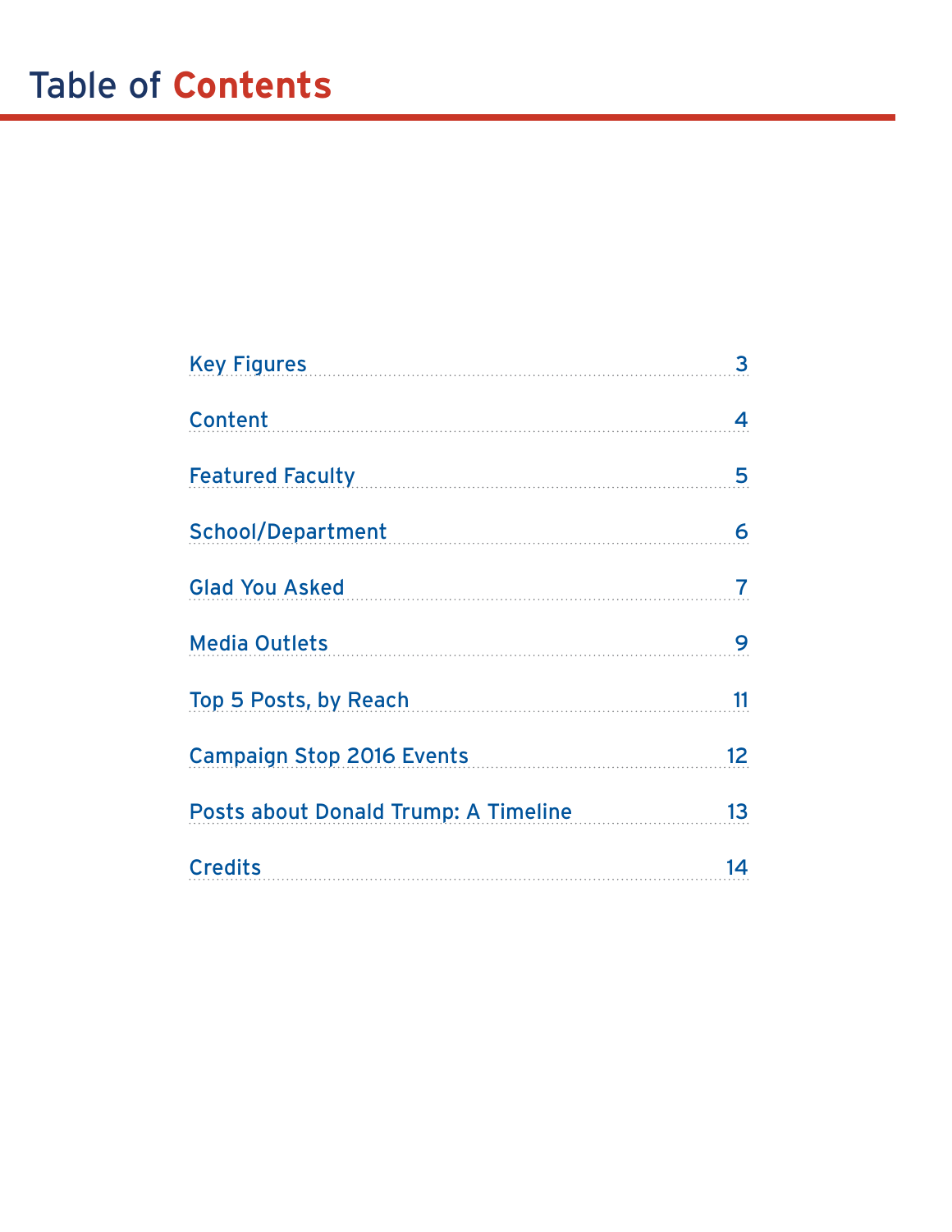# Table of Contents

| | |
|---|---|
| Key Figures | 3 |
| Content | 4 |
| Featured Faculty | 5 |
| School/Department | 6 |
| Glad You Asked | 7 |
| Media Outlets | 9 |
| Top 5 Posts, by Reach | 11 |
| Campaign Stop 2016 Events | 12 |
| Posts about Donald Trump: A Timeline | 13 |
| Credits | 14 |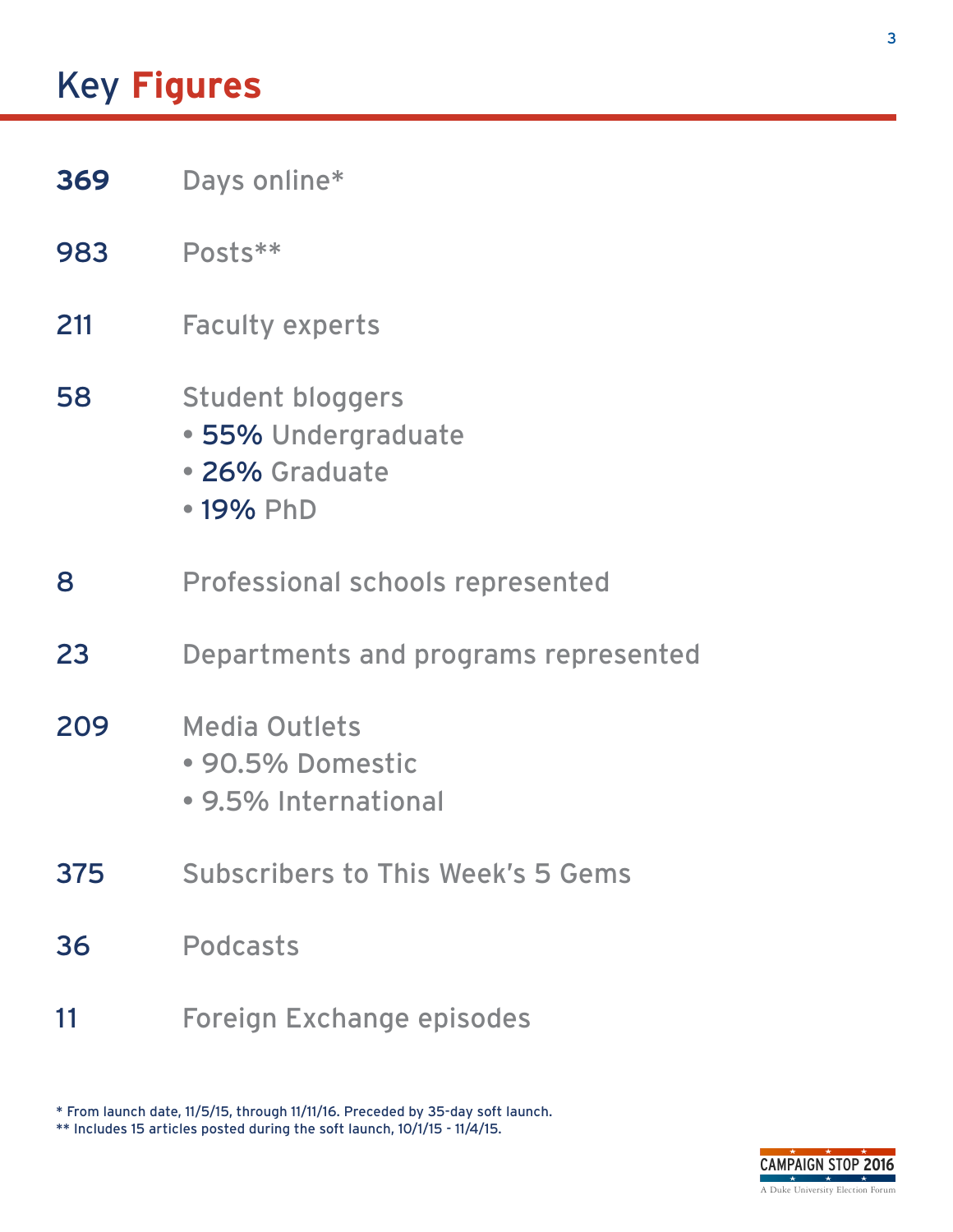# Key Figures

**369** Days online*

983 Posts**

211 Faculty experts

58 Student bloggers
- 55% Undergraduate
- 26% Graduate
- 19% PhD

8 Professional schools represented

23 Departments and programs represented

209 Media Outlets
- 90.5% Domestic
- 9.5% International

375 Subscribers to This Week's 5 Gems

36 Podcasts

11 Foreign Exchange episodes

* From launch date, 11/5/15, through 11/11/16. Preceded by 35-day soft launch.
** Includes 15 articles posted during the soft launch, 10/1/15 - 11/4/15.

CAMPAIGN STOP 2016
A Duke University Election Forum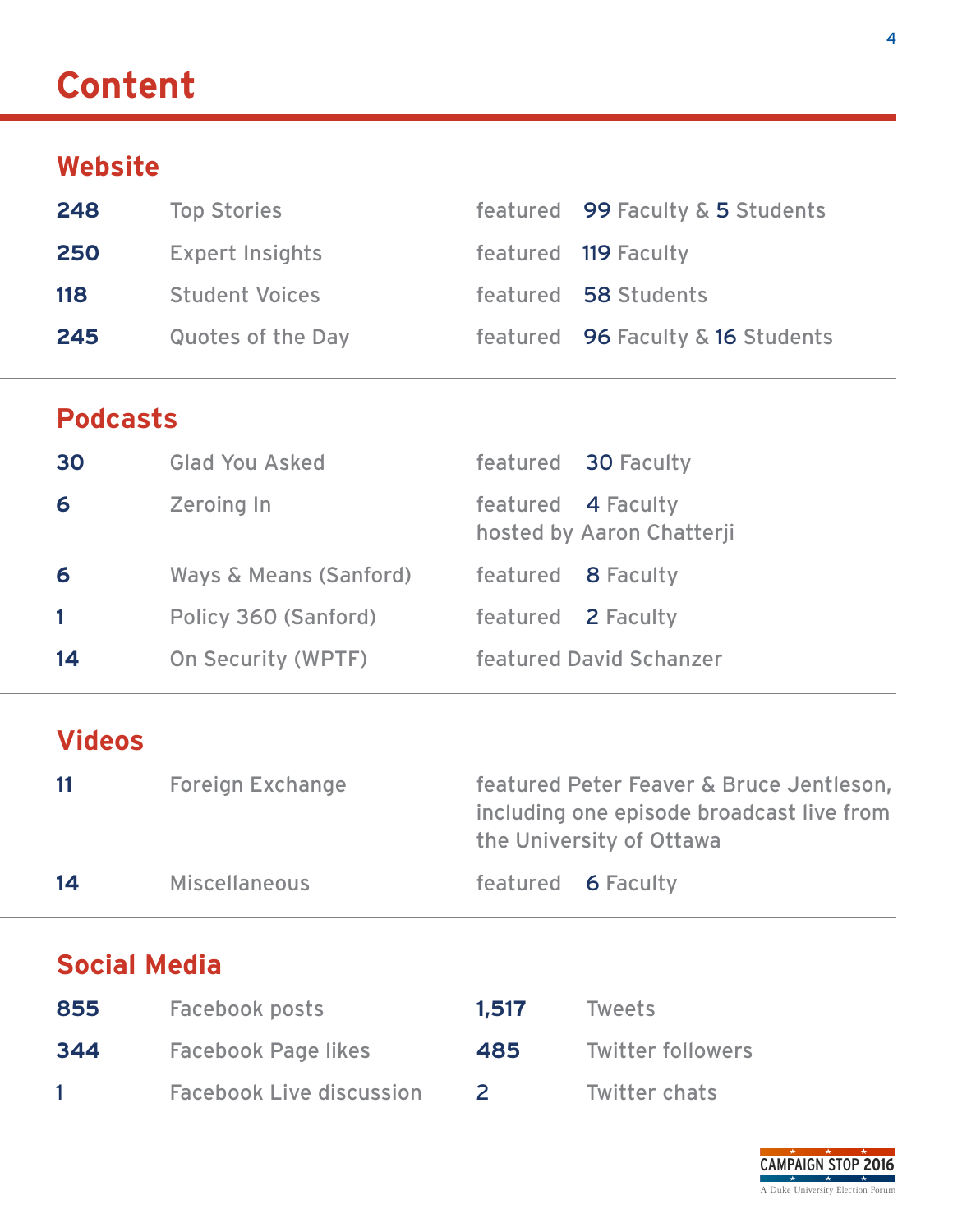# Content

## Website

| | | |
|---|---|---|
| **248** | Top Stories | featured 99 Faculty & 5 Students |
| **250** | Expert Insights | featured 119 Faculty |
| **118** | Student Voices | featured 58 Students |
| **245** | Quotes of the Day | featured 96 Faculty & 16 Students |

## Podcasts

| | | |
|---|---|---|
| **30** | Glad You Asked | featured 30 Faculty |
| **6** | Zeroing In | featured 4 Faculty hosted by Aaron Chatterji |
| **6** | Ways & Means (Sanford) | featured 8 Faculty |
| **1** | Policy 360 (Sanford) | featured 2 Faculty |
| **14** | On Security (WPTF) | featured David Schanzer |

## Videos

| | | |
|---|---|---|
| **11** | Foreign Exchange | featured Peter Feaver & Bruce Jentleson, including one episode broadcast live from the University of Ottawa |
| **14** | Miscellaneous | featured 6 Faculty |

## Social Media

| | | | |
|---|---|---|---|
| **855** | Facebook posts | **1,517** | Tweets |
| **344** | Facebook Page likes | **485** | Twitter followers |
| **1** | Facebook Live discussion | **2** | Twitter chats |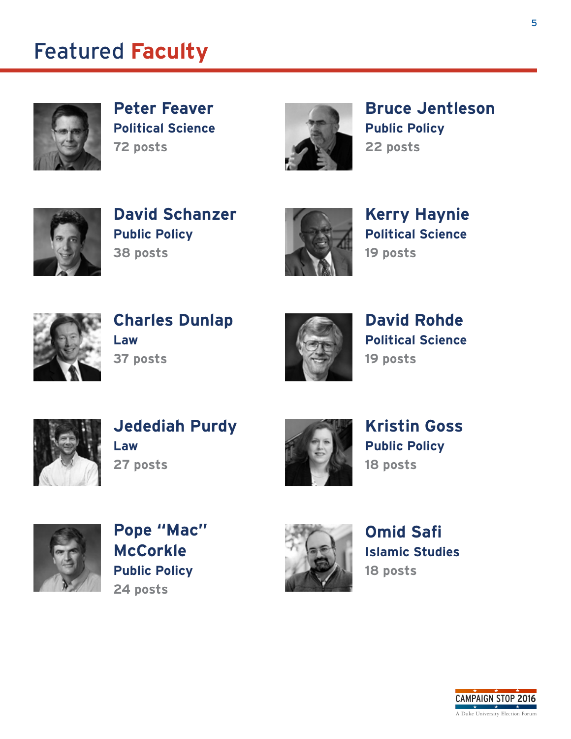# Featured Faculty

**Peter Feaver**
**Political Science**
72 posts

**Bruce Jentleson**
**Public Policy**
22 posts

**David Schanzer**
**Public Policy**
38 posts

**Kerry Haynie**
**Political Science**
19 posts

**Charles Dunlap**
**Law**
37 posts

**David Rohde**
**Political Science**
19 posts

**Jedediah Purdy**
**Law**
27 posts

**Kristin Goss**
**Public Policy**
18 posts

**Pope "Mac" McCorkle**
**Public Policy**
24 posts

**Omid Safi**
**Islamic Studies**
18 posts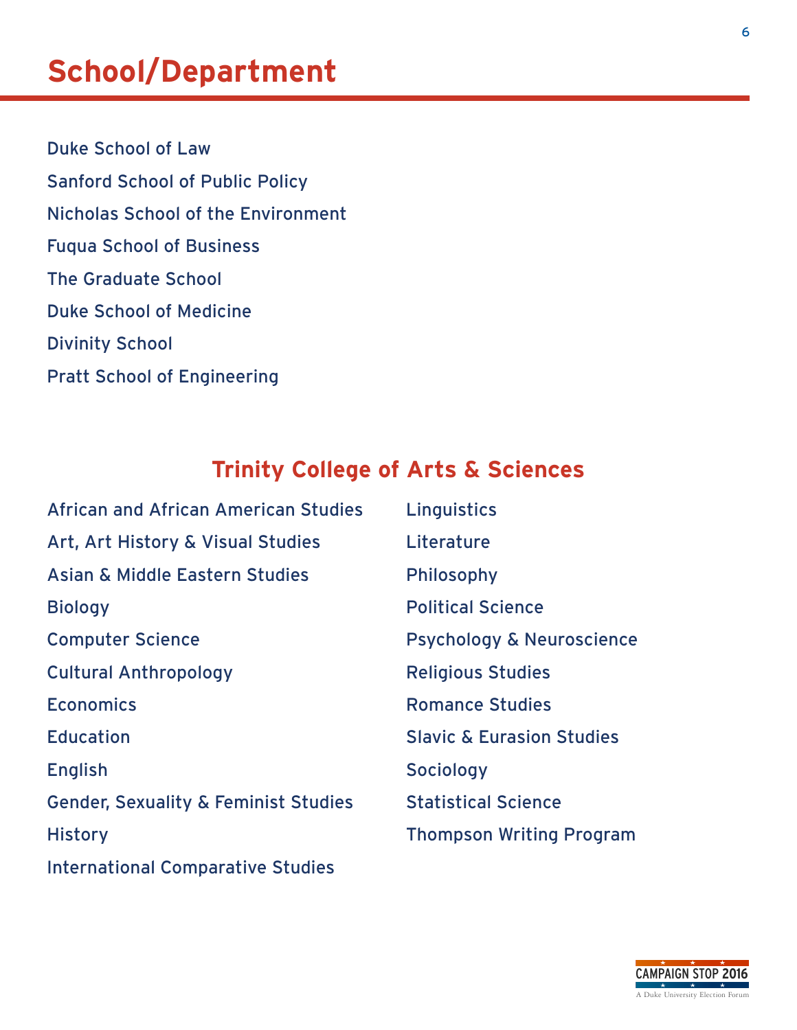# School/Department

Duke School of Law

Sanford School of Public Policy

Nicholas School of the Environment

Fuqua School of Business

The Graduate School

Duke School of Medicine

Divinity School

Pratt School of Engineering

## Trinity College of Arts & Sciences

African and African American Studies

Art, Art History & Visual Studies

Asian & Middle Eastern Studies

Biology

Computer Science

Cultural Anthropology

Economics

Education

English

Gender, Sexuality & Feminist Studies

History

International Comparative Studies

Linguistics

Literature

Philosophy

Political Science

Psychology & Neuroscience

Religious Studies

Romance Studies

Slavic & Eurasion Studies

Sociology

Statistical Science

Thompson Writing Program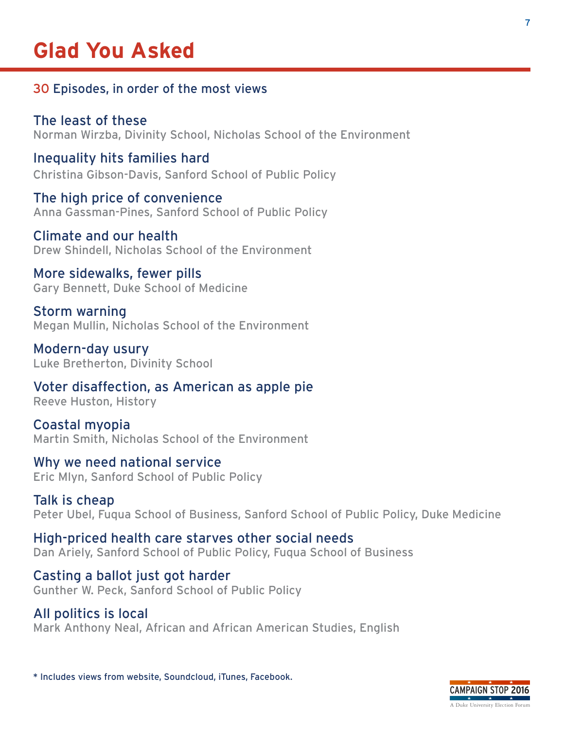# Glad You Asked

30 Episodes, in order of the most views

The least of these
Norman Wirzba, Divinity School, Nicholas School of the Environment

Inequality hits families hard
Christina Gibson-Davis, Sanford School of Public Policy

The high price of convenience
Anna Gassman-Pines, Sanford School of Public Policy

Climate and our health
Drew Shindell, Nicholas School of the Environment

More sidewalks, fewer pills
Gary Bennett, Duke School of Medicine

Storm warning
Megan Mullin, Nicholas School of the Environment

Modern-day usury
Luke Bretherton, Divinity School

Voter disaffection, as American as apple pie
Reeve Huston, History

Coastal myopia
Martin Smith, Nicholas School of the Environment

Why we need national service
Eric Mlyn, Sanford School of Public Policy

Talk is cheap
Peter Ubel, Fuqua School of Business, Sanford School of Public Policy, Duke Medicine

High-priced health care starves other social needs
Dan Ariely, Sanford School of Public Policy, Fuqua School of Business

Casting a ballot just got harder
Gunther W. Peck, Sanford School of Public Policy

All politics is local
Mark Anthony Neal, African and African American Studies, English

* Includes views from website, Soundcloud, iTunes, Facebook.

CAMPAIGN STOP 2016
A Duke University Election Forum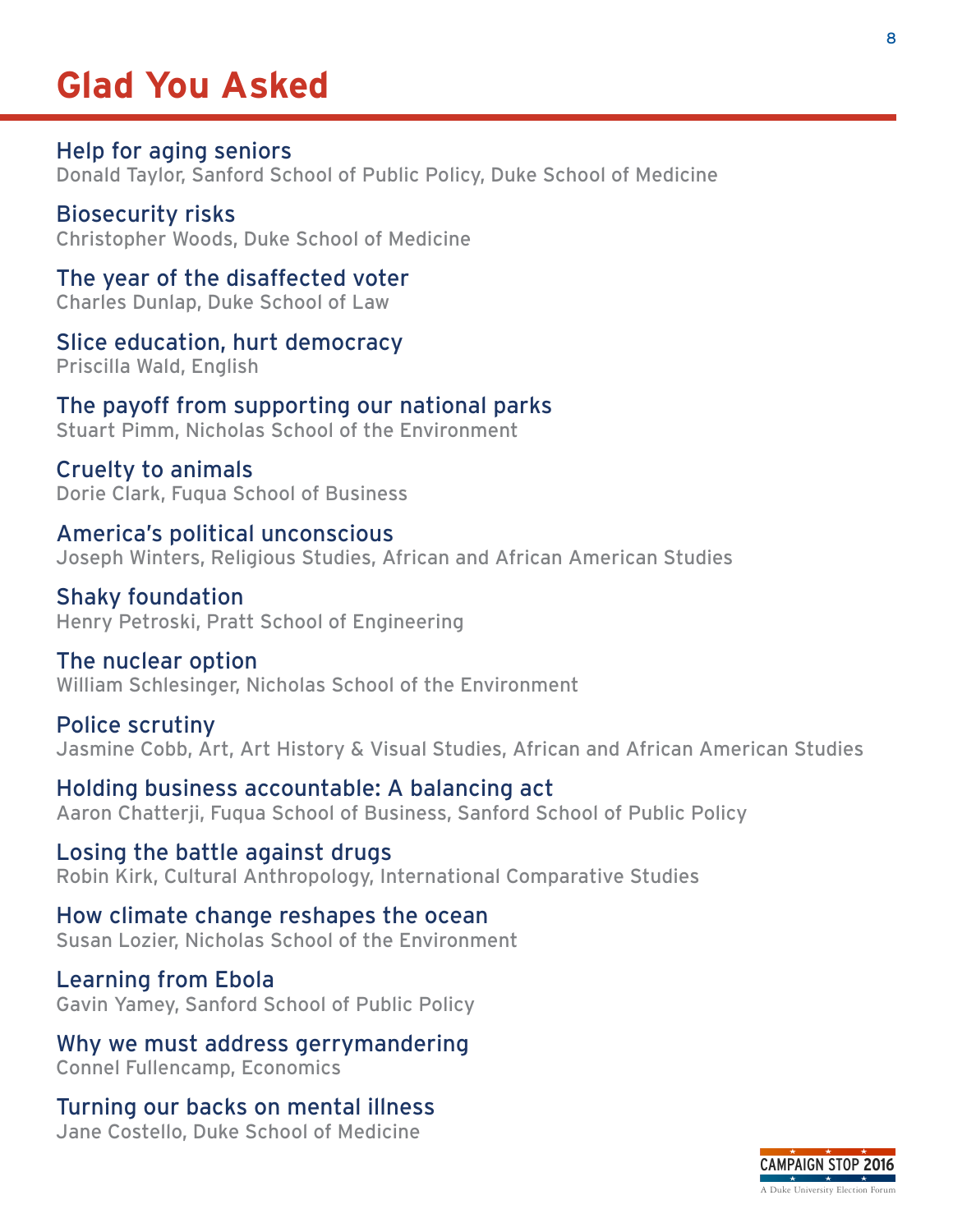# Glad You Asked

Help for aging seniors
Donald Taylor, Sanford School of Public Policy, Duke School of Medicine

Biosecurity risks
Christopher Woods, Duke School of Medicine

The year of the disaffected voter
Charles Dunlap, Duke School of Law

Slice education, hurt democracy
Priscilla Wald, English

The payoff from supporting our national parks
Stuart Pimm, Nicholas School of the Environment

Cruelty to animals
Dorie Clark, Fuqua School of Business

America's political unconscious
Joseph Winters, Religious Studies, African and African American Studies

Shaky foundation
Henry Petroski, Pratt School of Engineering

The nuclear option
William Schlesinger, Nicholas School of the Environment

Police scrutiny
Jasmine Cobb, Art, Art History & Visual Studies, African and African American Studies

Holding business accountable: A balancing act
Aaron Chatterji, Fuqua School of Business, Sanford School of Public Policy

Losing the battle against drugs
Robin Kirk, Cultural Anthropology, International Comparative Studies

How climate change reshapes the ocean
Susan Lozier, Nicholas School of the Environment

Learning from Ebola
Gavin Yamey, Sanford School of Public Policy

Why we must address gerrymandering
Connel Fullencamp, Economics

Turning our backs on mental illness
Jane Costello, Duke School of Medicine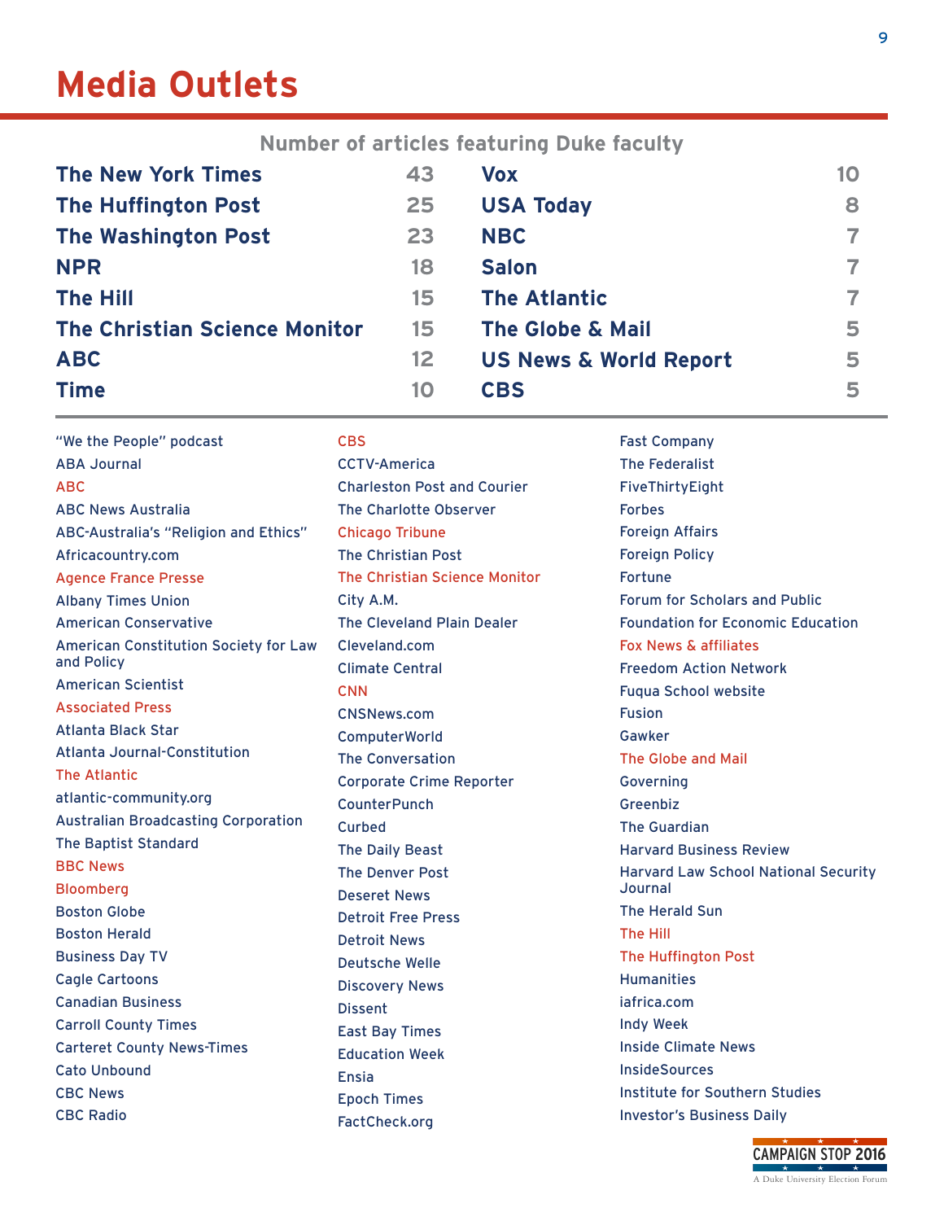# Media Outlets

**Number of articles featuring Duke faculty**

| Outlet | Articles | Outlet | Articles |
|---|---|---|---|
| The New York Times | 43 | Vox | 10 |
| The Huffington Post | 25 | USA Today | 8 |
| The Washington Post | 23 | NBC | 7 |
| NPR | 18 | Salon | 7 |
| The Hill | 15 | The Atlantic | 7 |
| The Christian Science Monitor | 15 | The Globe & Mail | 5 |
| ABC | 12 | US News & World Report | 5 |
| Time | 10 | CBS | 5 |

- "We the People" podcast
- ABA Journal
- ABC
- ABC News Australia
- ABC-Australia's "Religion and Ethics"
- Africacountry.com
- Agence France Presse
- Albany Times Union
- American Conservative
- American Constitution Society for Law and Policy
- American Scientist
- Associated Press
- Atlanta Black Star
- Atlanta Journal-Constitution
- The Atlantic
- atlantic-community.org
- Australian Broadcasting Corporation
- The Baptist Standard
- BBC News
- Bloomberg
- Boston Globe
- Boston Herald
- Business Day TV
- Cagle Cartoons
- Canadian Business
- Carroll County Times
- Carteret County News-Times
- Cato Unbound
- CBC News
- CBC Radio
- CBS
- CCTV-America
- Charleston Post and Courier
- The Charlotte Observer
- Chicago Tribune
- The Christian Post
- The Christian Science Monitor
- City A.M.
- The Cleveland Plain Dealer
- Cleveland.com
- Climate Central
- CNN
- CNSNews.com
- ComputerWorld
- The Conversation
- Corporate Crime Reporter
- CounterPunch
- Curbed
- The Daily Beast
- The Denver Post
- Deseret News
- Detroit Free Press
- Detroit News
- Deutsche Welle
- Discovery News
- Dissent
- East Bay Times
- Education Week
- Ensia
- Epoch Times
- FactCheck.org
- Fast Company
- The Federalist
- FiveThirtyEight
- Forbes
- Foreign Affairs
- Foreign Policy
- Fortune
- Forum for Scholars and Public
- Foundation for Economic Education
- Fox News & affiliates
- Freedom Action Network
- Fuqua School website
- Fusion
- Gawker
- The Globe and Mail
- Governing
- Greenbiz
- The Guardian
- Harvard Business Review
- Harvard Law School National Security Journal
- The Herald Sun
- The Hill
- The Huffington Post
- Humanities
- iafrica.com
- Indy Week
- Inside Climate News
- InsideSources
- Institute for Southern Studies
- Investor's Business Daily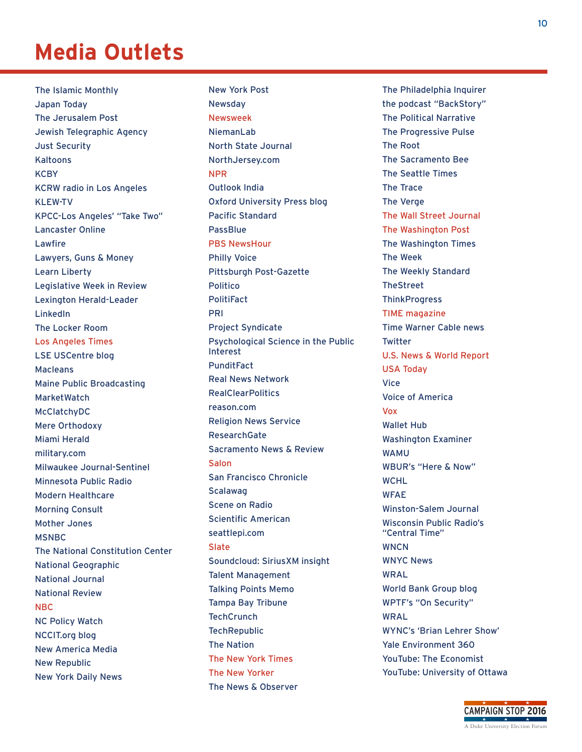# Media Outlets

The Islamic Monthly
Japan Today
The Jerusalem Post
Jewish Telegraphic Agency
Just Security
Kaltoons
KCBY
KCRW radio in Los Angeles
KLEW-TV
KPCC-Los Angeles' "Take Two"
Lancaster Online
Lawfire
Lawyers, Guns & Money
Learn Liberty
Legislative Week in Review
Lexington Herald-Leader
LinkedIn
The Locker Room
Los Angeles Times
LSE USCentre blog
Macleans
Maine Public Broadcasting
MarketWatch
McClatchyDC
Mere Orthodoxy
Miami Herald
military.com
Milwaukee Journal-Sentinel
Minnesota Public Radio
Modern Healthcare
Morning Consult
Mother Jones
MSNBC
The National Constitution Center
National Geographic
National Journal
National Review
NBC
NC Policy Watch
NCCIT.org blog
New America Media
New Republic
New York Daily News
New York Post
Newsday
Newsweek
NiemanLab
North State Journal
NorthJersey.com
NPR
Outlook India
Oxford University Press blog
Pacific Standard
PassBlue
PBS NewsHour
Philly Voice
Pittsburgh Post-Gazette
Politico
PolitiFact
PRI
Project Syndicate
Psychological Science in the Public Interest
PunditFact
Real News Network
RealClearPolitics
reason.com
Religion News Service
ResearchGate
Sacramento News & Review
Salon
San Francisco Chronicle
Scalawag
Scene on Radio
Scientific American
seattlepi.com
Slate
Soundcloud: SiriusXM insight
Talent Management
Talking Points Memo
Tampa Bay Tribune
TechCrunch
TechRepublic
The Nation
The New York Times
The New Yorker
The News & Observer
The Philadelphia Inquirer
the podcast "BackStory"
The Political Narrative
The Progressive Pulse
The Root
The Sacramento Bee
The Seattle Times
The Trace
The Verge
The Wall Street Journal
The Washington Post
The Washington Times
The Week
The Weekly Standard
TheStreet
ThinkProgress
TIME magazine
Time Warner Cable news
Twitter
U.S. News & World Report
USA Today
Vice
Voice of America
Vox
Wallet Hub
Washington Examiner
WAMU
WBUR's "Here & Now"
WCHL
WFAE
Winston-Salem Journal
Wisconsin Public Radio's "Central Time"
WNCN
WNYC News
WRAL
World Bank Group blog
WPTF's "On Security"
WRAL
WYNC's 'Brian Lehrer Show'
Yale Environment 360
YouTube: The Economist
YouTube: University of Ottawa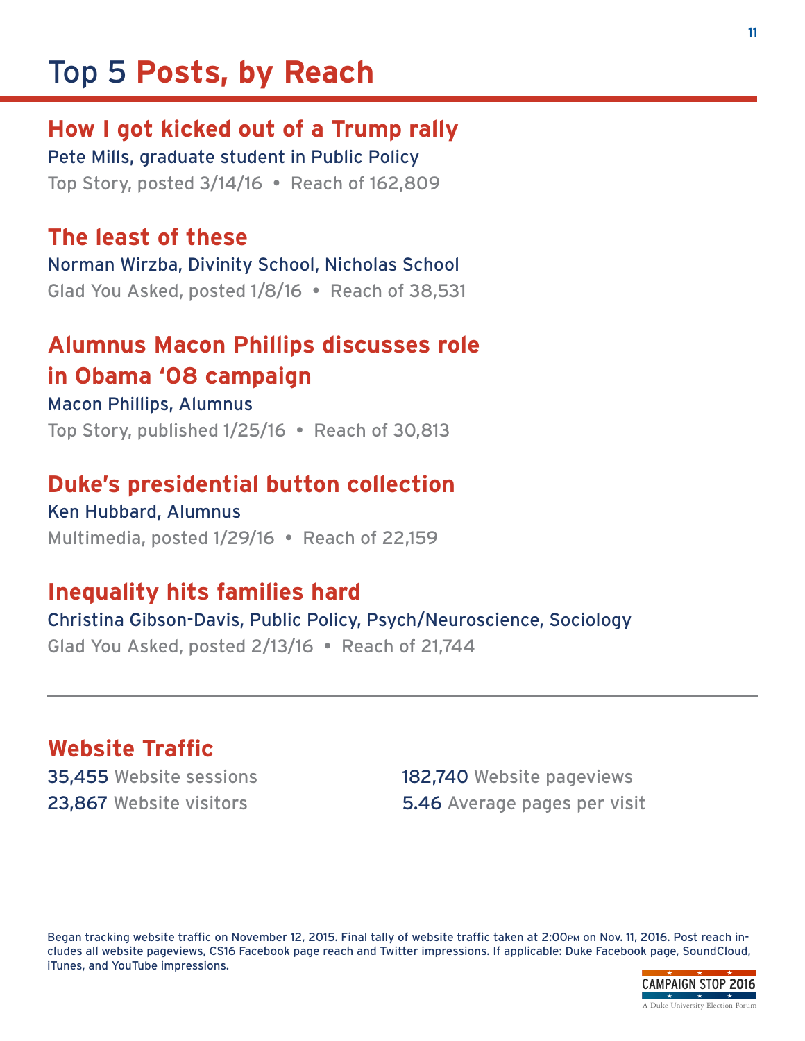# Top 5 **Posts, by Reach**

## How I got kicked out of a Trump rally

Pete Mills, graduate student in Public Policy

Top Story, posted 3/14/16 • Reach of 162,809

## The least of these

Norman Wirzba, Divinity School, Nicholas School

Glad You Asked, posted 1/8/16 • Reach of 38,531

## Alumnus Macon Phillips discusses role in Obama '08 campaign

Macon Phillips, Alumnus

Top Story, published 1/25/16 • Reach of 30,813

## Duke's presidential button collection

Ken Hubbard, Alumnus

Multimedia, posted 1/29/16 • Reach of 22,159

## Inequality hits families hard

Christina Gibson-Davis, Public Policy, Psych/Neuroscience, Sociology

Glad You Asked, posted 2/13/16 • Reach of 21,744

---

## Website Traffic

35,455 Website sessions

23,867 Website visitors

182,740 Website pageviews

5.46 Average pages per visit

Began tracking website traffic on November 12, 2015. Final tally of website traffic taken at 2:00PM on Nov. 11, 2016. Post reach includes all website pageviews, CS16 Facebook page reach and Twitter impressions. If applicable: Duke Facebook page, SoundCloud, iTunes, and YouTube impressions.

CAMPAIGN STOP 2016
A Duke University Election Forum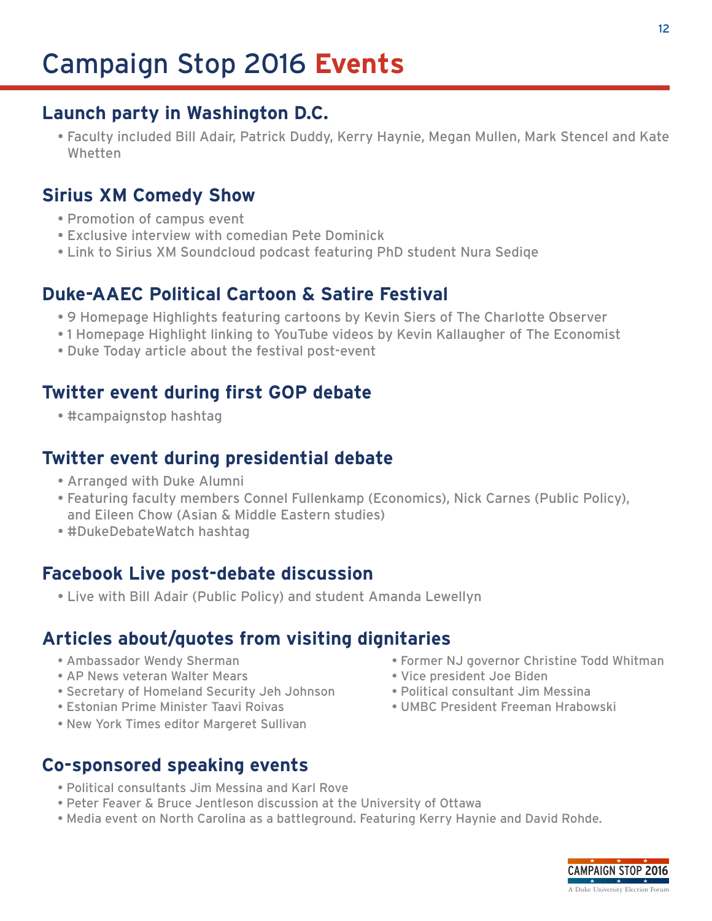# Campaign Stop 2016 **Events**

## Launch party in Washington D.C.

- Faculty included Bill Adair, Patrick Duddy, Kerry Haynie, Megan Mullen, Mark Stencel and Kate Whetten

## Sirius XM Comedy Show

- Promotion of campus event
- Exclusive interview with comedian Pete Dominick
- Link to Sirius XM Soundcloud podcast featuring PhD student Nura Sediqe

## Duke-AAEC Political Cartoon & Satire Festival

- 9 Homepage Highlights featuring cartoons by Kevin Siers of The Charlotte Observer
- 1 Homepage Highlight linking to YouTube videos by Kevin Kallaugher of The Economist
- Duke Today article about the festival post-event

## Twitter event during first GOP debate

- #campaignstop hashtag

## Twitter event during presidential debate

- Arranged with Duke Alumni
- Featuring faculty members Connel Fullenkamp (Economics), Nick Carnes (Public Policy), and Eileen Chow (Asian & Middle Eastern studies)
- #DukeDebateWatch hashtag

## Facebook Live post-debate discussion

- Live with Bill Adair (Public Policy) and student Amanda Lewellyn

## Articles about/quotes from visiting dignitaries

- Ambassador Wendy Sherman
- AP News veteran Walter Mears
- Secretary of Homeland Security Jeh Johnson
- Estonian Prime Minister Taavi Roivas
- New York Times editor Margeret Sullivan
- Former NJ governor Christine Todd Whitman
- Vice president Joe Biden
- Political consultant Jim Messina
- UMBC President Freeman Hrabowski

## Co-sponsored speaking events

- Political consultants Jim Messina and Karl Rove
- Peter Feaver & Bruce Jentleson discussion at the University of Ottawa
- Media event on North Carolina as a battleground. Featuring Kerry Haynie and David Rohde.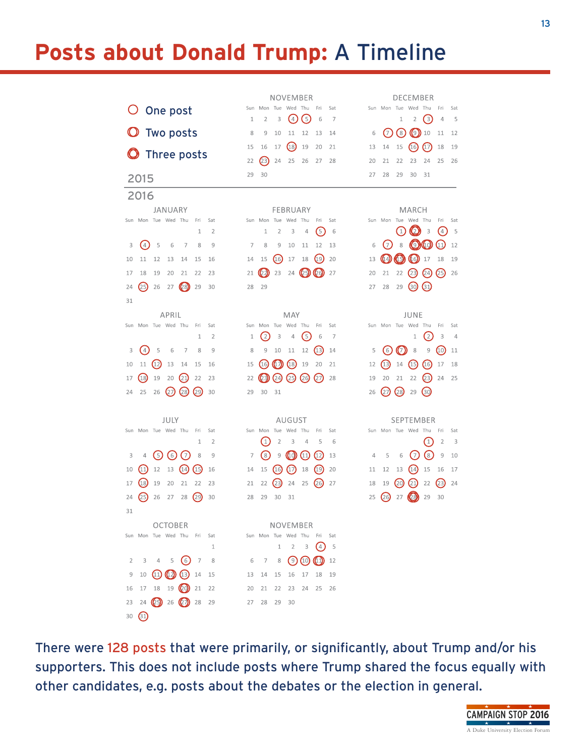# Posts about Donald Trump: A Timeline

**Legend:** One post (single circle) · Two posts (double circle) · Three posts (triple circle)

## 2015

**November:** 4, 5, 18, 23

**December:** 3, 7, 8, 9 (two posts), 16, 17

## 2016

**January:** 4, 25, 28 (two posts)

**February:** 5, 16, 19, 22 (two posts), 25 (two posts), 26 (two posts)

**March:** 1, 2 (two posts), 4, 7, 9 (two posts), 10 (two posts), 11, 14 (two posts), 15 (two posts), 16 (two posts), 23, 24, 25, 30, 31

**April:** 4, 12, 18, 21, 27, 28, 29

**May:** 2, 5, 13, 16, 17 (two posts), 18, 23 (two posts), 24, 25, 26, 27

**June:** 2, 6, 7 (two posts), 10, 13, 15, 16, 23, 27, 28, 30

**July:** 5, 6, 7, 11, 14, 15, 18, 25, 29

**August:** 1, 8, 10 (two posts), 11, 12, 16, 17, 19, 23, 26

**September:** 1, 7, 8, 14, 20, 21, 23, 26, 28 (two posts)

**October:** 6, 11, 12 (two posts), 13, 20 (two posts), 25 (two posts), 27 (two posts), 31

**November:** 4, 9, 10, 11 (two posts)

There were 128 posts that were primarily, or significantly, about Trump and/or his supporters. This does not include posts where Trump shared the focus equally with other candidates, e.g. posts about the debates or the election in general.

CAMPAIGN STOP 2016
A Duke University Election Forum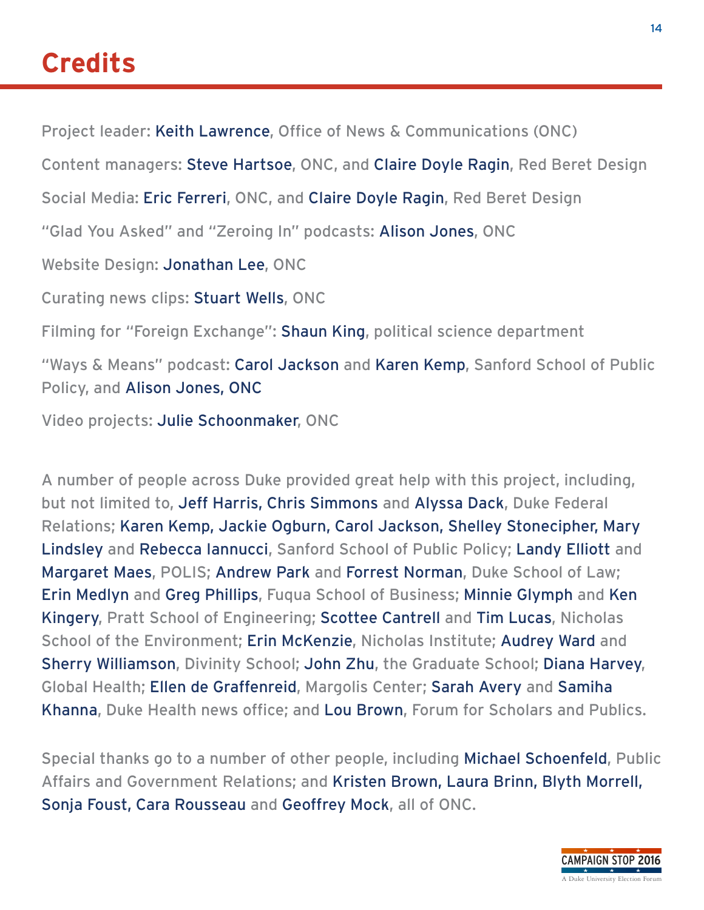# Credits

Project leader: Keith Lawrence, Office of News & Communications (ONC)

Content managers: Steve Hartsoe, ONC, and Claire Doyle Ragin, Red Beret Design

Social Media: Eric Ferreri, ONC, and Claire Doyle Ragin, Red Beret Design

"Glad You Asked" and "Zeroing In" podcasts: Alison Jones, ONC

Website Design: Jonathan Lee, ONC

Curating news clips: Stuart Wells, ONC

Filming for "Foreign Exchange": Shaun King, political science department

"Ways & Means" podcast: Carol Jackson and Karen Kemp, Sanford School of Public Policy, and Alison Jones, ONC

Video projects: Julie Schoonmaker, ONC

A number of people across Duke provided great help with this project, including, but not limited to, Jeff Harris, Chris Simmons and Alyssa Dack, Duke Federal Relations; Karen Kemp, Jackie Ogburn, Carol Jackson, Shelley Stonecipher, Mary Lindsley and Rebecca Iannucci, Sanford School of Public Policy; Landy Elliott and Margaret Maes, POLIS; Andrew Park and Forrest Norman, Duke School of Law; Erin Medlyn and Greg Phillips, Fuqua School of Business; Minnie Glymph and Ken Kingery, Pratt School of Engineering; Scottee Cantrell and Tim Lucas, Nicholas School of the Environment; Erin McKenzie, Nicholas Institute; Audrey Ward and Sherry Williamson, Divinity School; John Zhu, the Graduate School; Diana Harvey, Global Health; Ellen de Graffenreid, Margolis Center; Sarah Avery and Samiha Khanna, Duke Health news office; and Lou Brown, Forum for Scholars and Publics.

Special thanks go to a number of other people, including Michael Schoenfeld, Public Affairs and Government Relations; and Kristen Brown, Laura Brinn, Blyth Morrell, Sonja Foust, Cara Rousseau and Geoffrey Mock, all of ONC.

CAMPAIGN STOP 2016
A Duke University Election Forum